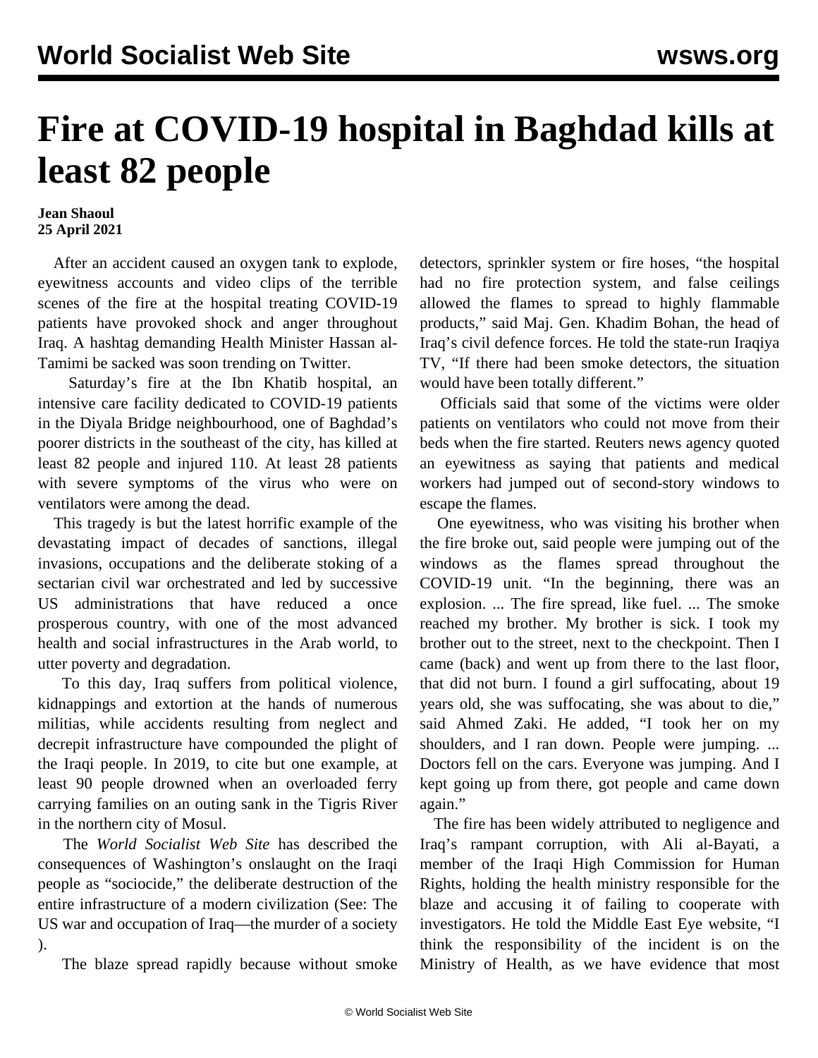# Fire at COVID-19 hospital in Baghdad kills at least 82 people

**Jean Shaoul**
**25 April 2021**

After an accident caused an oxygen tank to explode, eyewitness accounts and video clips of the terrible scenes of the fire at the hospital treating COVID-19 patients have provoked shock and anger throughout Iraq. A hashtag demanding Health Minister Hassan al-Tamimi be sacked was soon trending on Twitter.

Saturday's fire at the Ibn Khatib hospital, an intensive care facility dedicated to COVID-19 patients in the Diyala Bridge neighbourhood, one of Baghdad's poorer districts in the southeast of the city, has killed at least 82 people and injured 110. At least 28 patients with severe symptoms of the virus who were on ventilators were among the dead.

This tragedy is but the latest horrific example of the devastating impact of decades of sanctions, illegal invasions, occupations and the deliberate stoking of a sectarian civil war orchestrated and led by successive US administrations that have reduced a once prosperous country, with one of the most advanced health and social infrastructures in the Arab world, to utter poverty and degradation.

To this day, Iraq suffers from political violence, kidnappings and extortion at the hands of numerous militias, while accidents resulting from neglect and decrepit infrastructure have compounded the plight of the Iraqi people. In 2019, to cite but one example, at least 90 people drowned when an overloaded ferry carrying families on an outing sank in the Tigris River in the northern city of Mosul.

The *World Socialist Web Site* has described the consequences of Washington's onslaught on the Iraqi people as "sociocide," the deliberate destruction of the entire infrastructure of a modern civilization (See: The US war and occupation of Iraq—the murder of a society ).

The blaze spread rapidly because without smoke detectors, sprinkler system or fire hoses, "the hospital had no fire protection system, and false ceilings allowed the flames to spread to highly flammable products," said Maj. Gen. Khadim Bohan, the head of Iraq's civil defence forces. He told the state-run Iraqiya TV, "If there had been smoke detectors, the situation would have been totally different."

Officials said that some of the victims were older patients on ventilators who could not move from their beds when the fire started. Reuters news agency quoted an eyewitness as saying that patients and medical workers had jumped out of second-story windows to escape the flames.

One eyewitness, who was visiting his brother when the fire broke out, said people were jumping out of the windows as the flames spread throughout the COVID-19 unit. "In the beginning, there was an explosion. ... The fire spread, like fuel. ... The smoke reached my brother. My brother is sick. I took my brother out to the street, next to the checkpoint. Then I came (back) and went up from there to the last floor, that did not burn. I found a girl suffocating, about 19 years old, she was suffocating, she was about to die," said Ahmed Zaki. He added, "I took her on my shoulders, and I ran down. People were jumping. ... Doctors fell on the cars. Everyone was jumping. And I kept going up from there, got people and came down again."

The fire has been widely attributed to negligence and Iraq's rampant corruption, with Ali al-Bayati, a member of the Iraqi High Commission for Human Rights, holding the health ministry responsible for the blaze and accusing it of failing to cooperate with investigators. He told the Middle East Eye website, "I think the responsibility of the incident is on the Ministry of Health, as we have evidence that most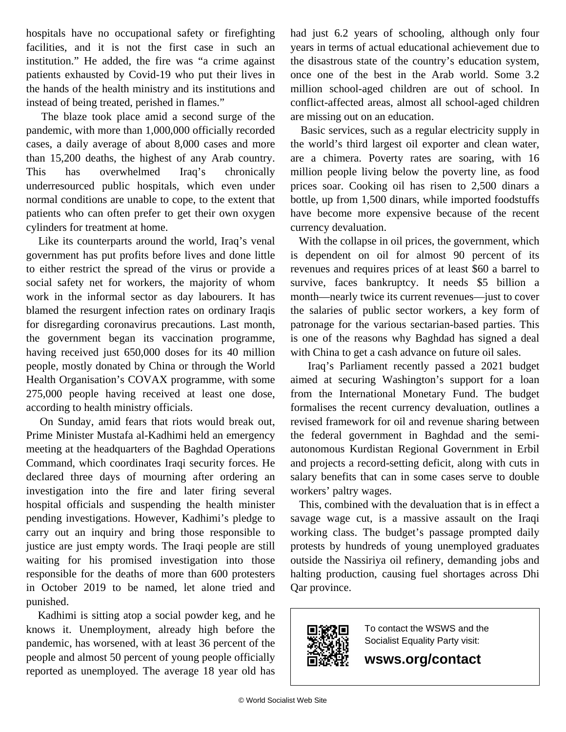hospitals have no occupational safety or firefighting facilities, and it is not the first case in such an institution." He added, the fire was "a crime against patients exhausted by Covid-19 who put their lives in the hands of the health ministry and its institutions and instead of being treated, perished in flames."

The blaze took place amid a second surge of the pandemic, with more than 1,000,000 officially recorded cases, a daily average of about 8,000 cases and more than 15,200 deaths, the highest of any Arab country. This has overwhelmed Iraq's chronically underresourced public hospitals, which even under normal conditions are unable to cope, to the extent that patients who can often prefer to get their own oxygen cylinders for treatment at home.

Like its counterparts around the world, Iraq's venal government has put profits before lives and done little to either restrict the spread of the virus or provide a social safety net for workers, the majority of whom work in the informal sector as day labourers. It has blamed the resurgent infection rates on ordinary Iraqis for disregarding coronavirus precautions. Last month, the government began its vaccination programme, having received just 650,000 doses for its 40 million people, mostly donated by China or through the World Health Organisation's COVAX programme, with some 275,000 people having received at least one dose, according to health ministry officials.

On Sunday, amid fears that riots would break out, Prime Minister Mustafa al-Kadhimi held an emergency meeting at the headquarters of the Baghdad Operations Command, which coordinates Iraqi security forces. He declared three days of mourning after ordering an investigation into the fire and later firing several hospital officials and suspending the health minister pending investigations. However, Kadhimi's pledge to carry out an inquiry and bring those responsible to justice are just empty words. The Iraqi people are still waiting for his promised investigation into those responsible for the deaths of more than 600 protesters in October 2019 to be named, let alone tried and punished.

Kadhimi is sitting atop a social powder keg, and he knows it. Unemployment, already high before the pandemic, has worsened, with at least 36 percent of the people and almost 50 percent of young people officially reported as unemployed. The average 18 year old has had just 6.2 years of schooling, although only four years in terms of actual educational achievement due to the disastrous state of the country's education system, once one of the best in the Arab world. Some 3.2 million school-aged children are out of school. In conflict-affected areas, almost all school-aged children are missing out on an education.

Basic services, such as a regular electricity supply in the world's third largest oil exporter and clean water, are a chimera. Poverty rates are soaring, with 16 million people living below the poverty line, as food prices soar. Cooking oil has risen to 2,500 dinars a bottle, up from 1,500 dinars, while imported foodstuffs have become more expensive because of the recent currency devaluation.

With the collapse in oil prices, the government, which is dependent on oil for almost 90 percent of its revenues and requires prices of at least $60 a barrel to survive, faces bankruptcy. It needs $5 billion a month—nearly twice its current revenues—just to cover the salaries of public sector workers, a key form of patronage for the various sectarian-based parties. This is one of the reasons why Baghdad has signed a deal with China to get a cash advance on future oil sales.

Iraq's Parliament recently passed a 2021 budget aimed at securing Washington's support for a loan from the International Monetary Fund. The budget formalises the recent currency devaluation, outlines a revised framework for oil and revenue sharing between the federal government in Baghdad and the semi-autonomous Kurdistan Regional Government in Erbil and projects a record-setting deficit, along with cuts in salary benefits that can in some cases serve to double workers' paltry wages.

This, combined with the devaluation that is in effect a savage wage cut, is a massive assault on the Iraqi working class. The budget's passage prompted daily protests by hundreds of young unemployed graduates outside the Nassiriya oil refinery, demanding jobs and halting production, causing fuel shortages across Dhi Qar province.

To contact the WSWS and the Socialist Equality Party visit:

**wsws.org/contact**

© World Socialist Web Site